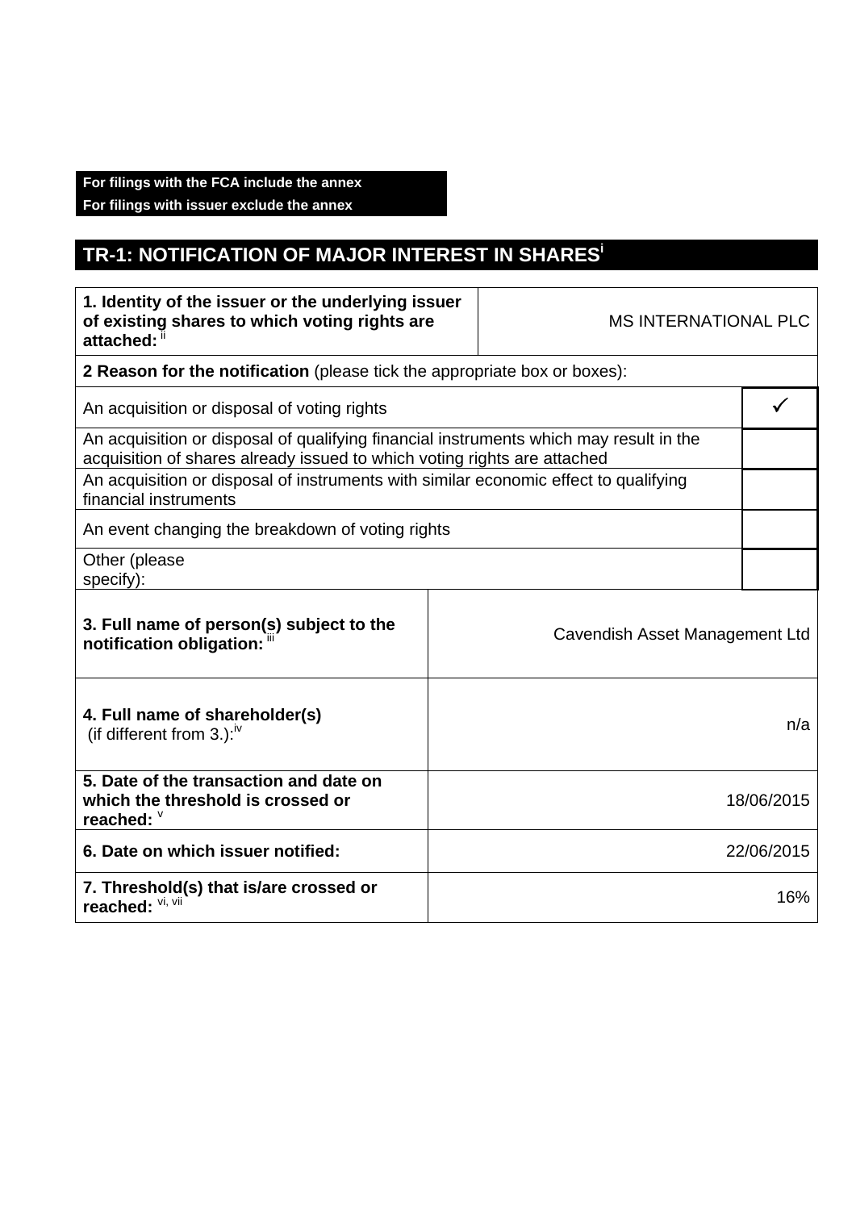**For filings with the FCA include the annex**
**For filings with issuer exclude the annex**

## TR-1: NOTIFICATION OF MAJOR INTEREST IN SHARES[i]

| **1. Identity of the issuer or the underlying issuer of existing shares to which voting rights are attached:** [ii] | MS INTERNATIONAL PLC |
|---|---|
| **2 Reason for the notification** (please tick the appropriate box or boxes): | |
| An acquisition or disposal of voting rights | ✓ |
| An acquisition or disposal of qualifying financial instruments which may result in the acquisition of shares already issued to which voting rights are attached | |
| An acquisition or disposal of instruments with similar economic effect to qualifying financial instruments | |
| An event changing the breakdown of voting rights | |
| Other (please specify): | |
| **3. Full name of person(s) subject to the notification obligation:** [iii] | Cavendish Asset Management Ltd |
| **4. Full name of shareholder(s)** (if different from 3.):[iv] | n/a |
| **5. Date of the transaction and date on which the threshold is crossed or reached:** [v] | 18/06/2015 |
| **6. Date on which issuer notified:** | 22/06/2015 |
| **7. Threshold(s) that is/are crossed or reached:** [vi, vii] | 16% |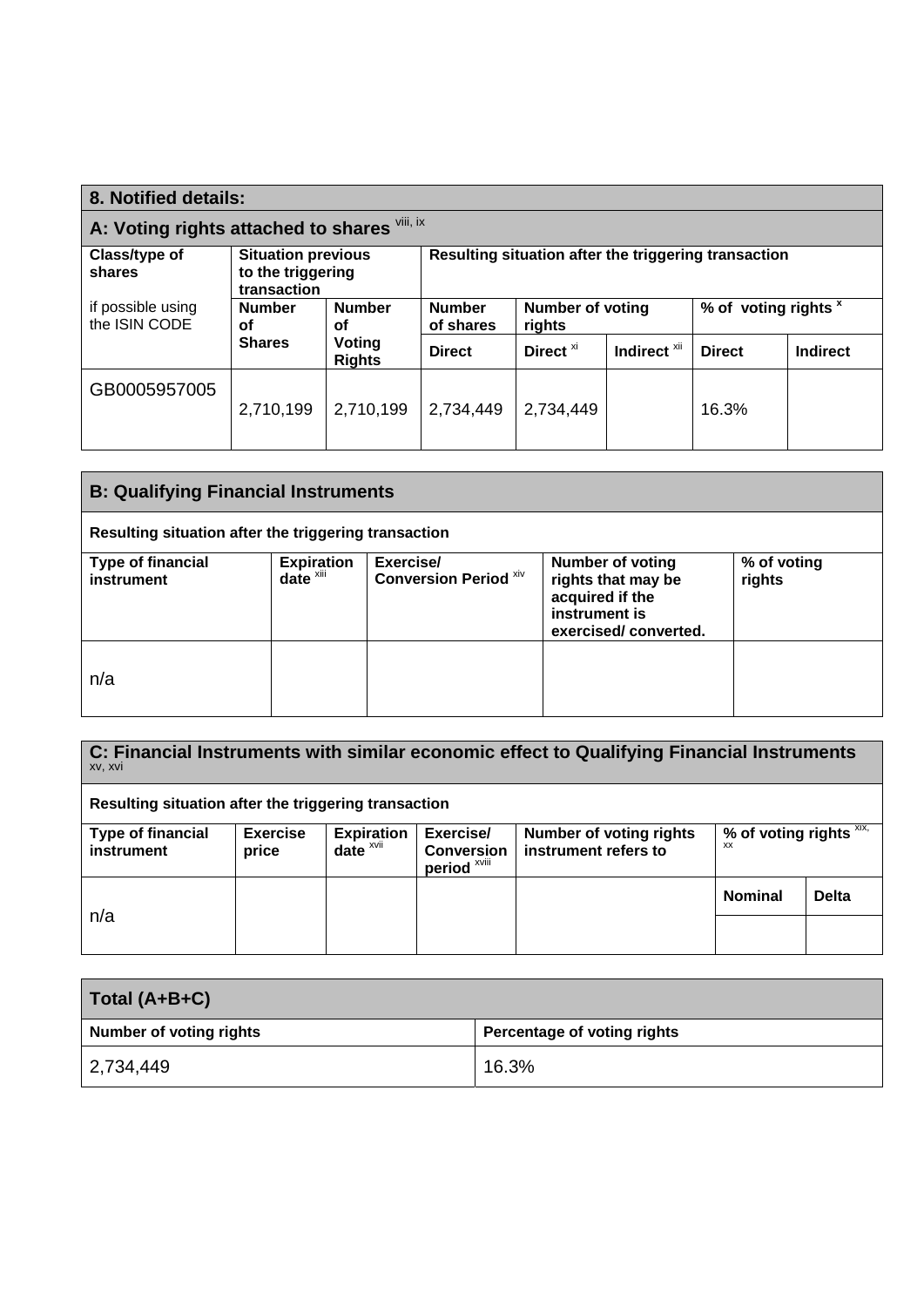## 8. Notified details:

### A: Voting rights attached to shares [viii, ix]

| Class/type of shares<br><br>if possible using the ISIN CODE | Situation previous to the triggering transaction | | Resulting situation after the triggering transaction | | | | |
|---|---|---|---|---|---|---|---|
| | Number of Shares | Number of Voting Rights | Number of shares | Number of voting rights | | % of voting rights [x] | |
| | | | Direct | Direct [xi] | Indirect [xii] | Direct | Indirect |
| GB0005957005 | 2,710,199 | 2,710,199 | 2,734,449 | 2,734,449 | | 16.3% | |

### B: Qualifying Financial Instruments

Resulting situation after the triggering transaction

| Type of financial instrument | Expiration date [xiii] | Exercise/ Conversion Period [xiv] | Number of voting rights that may be acquired if the instrument is exercised/ converted. | % of voting rights |
|---|---|---|---|---|
| n/a | | | | |

### C: Financial Instruments with similar economic effect to Qualifying Financial Instruments [xv, xvi]

Resulting situation after the triggering transaction

| Type of financial instrument | Exercise price | Expiration date [xvii] | Exercise/ Conversion period [xviii] | Number of voting rights instrument refers to | % of voting rights [xix, xx] | |
|---|---|---|---|---|---|---|
| | | | | | Nominal | Delta |
| n/a | | | | | | |

### Total (A+B+C)

| Number of voting rights | Percentage of voting rights |
|---|---|
| 2,734,449 | 16.3% |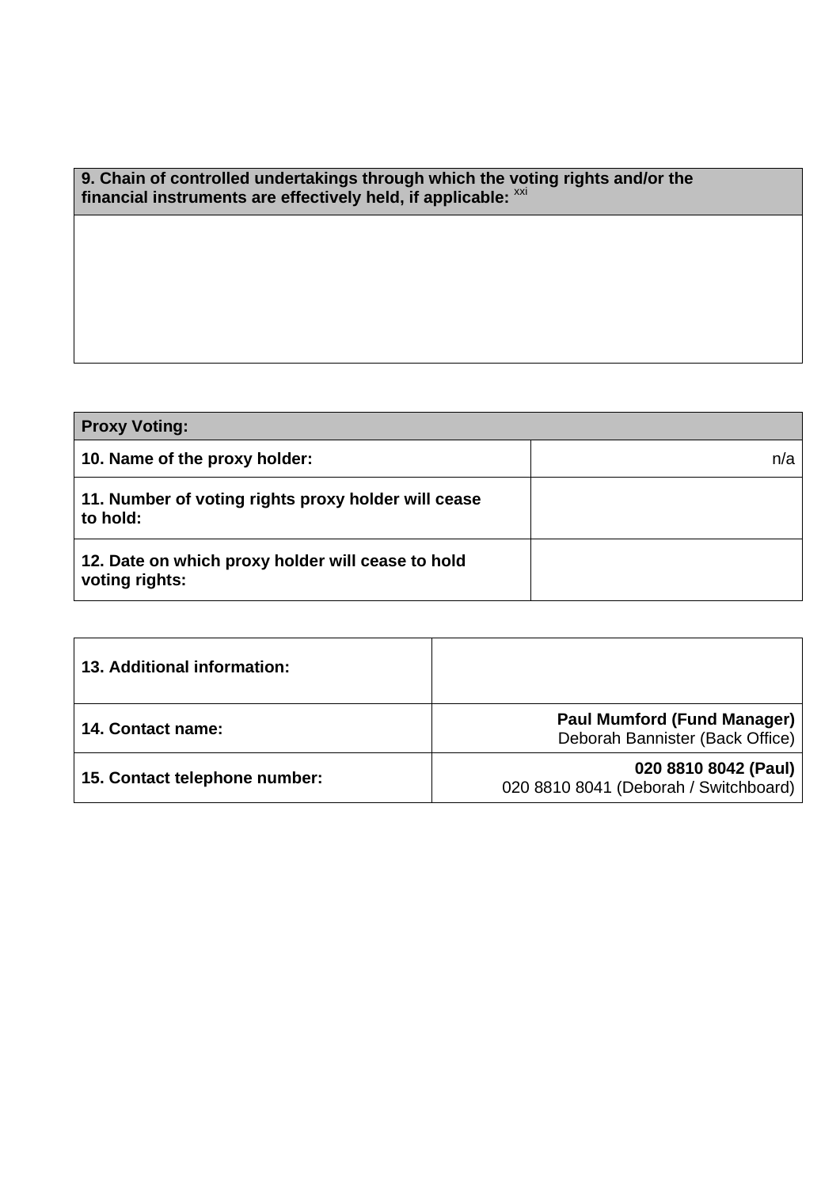| 9. Chain of controlled undertakings through which the voting rights and/or the financial instruments are effectively held, if applicable: [xxi] |
|---|
| |

| Proxy Voting: | |
|---|---|
| 10. Name of the proxy holder: | n/a |
| 11. Number of voting rights proxy holder will cease to hold: | |
| 12. Date on which proxy holder will cease to hold voting rights: | |

| | |
|---|---|
| 13. Additional information: | |
| 14. Contact name: | **Paul Mumford (Fund Manager)** Deborah Bannister (Back Office) |
| 15. Contact telephone number: | **020 8810 8042 (Paul)** 020 8810 8041 (Deborah / Switchboard) |